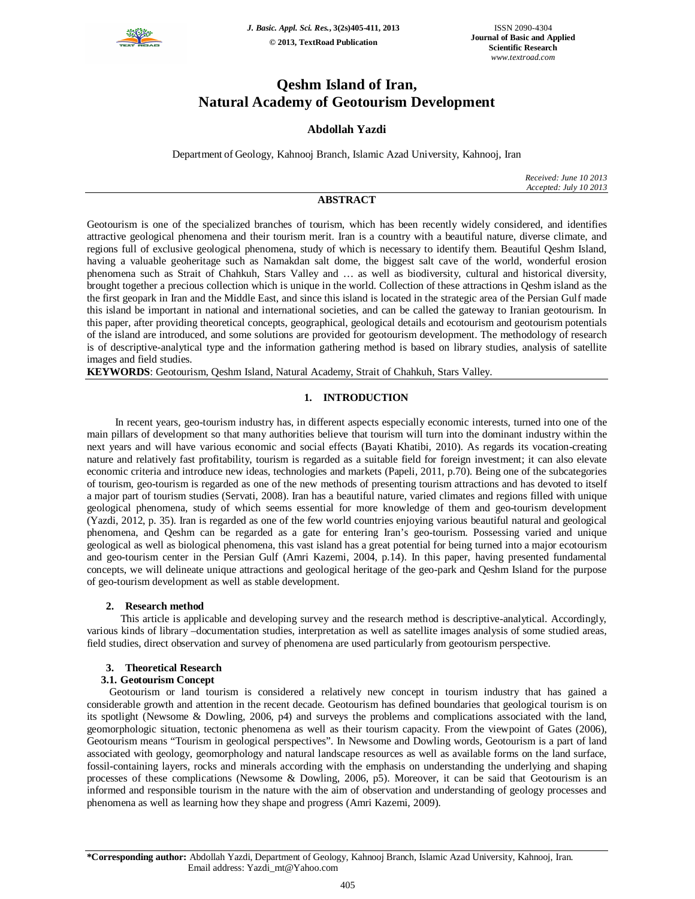# Qeshm Island of Iran, Natural Academy of Geotourism Development

**Abdollah Yazdi**

Department of Geology, Kahnooj Branch, Islamic Azad University, Kahnooj, Iran

*Received: June 10 2013*
*Accepted: July 10 2013*

## ABSTRACT

Geotourism is one of the specialized branches of tourism, which has been recently widely considered, and identifies attractive geological phenomena and their tourism merit. Iran is a country with a beautiful nature, diverse climate, and regions full of exclusive geological phenomena, study of which is necessary to identify them. Beautiful Qeshm Island, having a valuable geoheritage such as Namakdan salt dome, the biggest salt cave of the world, wonderful erosion phenomena such as Strait of Chahkuh, Stars Valley and … as well as biodiversity, cultural and historical diversity, brought together a precious collection which is unique in the world. Collection of these attractions in Qeshm island as the the first geopark in Iran and the Middle East, and since this island is located in the strategic area of the Persian Gulf made this island be important in national and international societies, and can be called the gateway to Iranian geotourism. In this paper, after providing theoretical concepts, geographical, geological details and ecotourism and geotourism potentials of the island are introduced, and some solutions are provided for geotourism development. The methodology of research is of descriptive-analytical type and the information gathering method is based on library studies, analysis of satellite images and field studies.

**KEYWORDS**: Geotourism, Qeshm Island, Natural Academy, Strait of Chahkuh, Stars Valley.

## 1. INTRODUCTION

In recent years, geo-tourism industry has, in different aspects especially economic interests, turned into one of the main pillars of development so that many authorities believe that tourism will turn into the dominant industry within the next years and will have various economic and social effects (Bayati Khatibi, 2010). As regards its vocation-creating nature and relatively fast profitability, tourism is regarded as a suitable field for foreign investment; it can also elevate economic criteria and introduce new ideas, technologies and markets (Papeli, 2011, p.70). Being one of the subcategories of tourism, geo-tourism is regarded as one of the new methods of presenting tourism attractions and has devoted to itself a major part of tourism studies (Servati, 2008). Iran has a beautiful nature, varied climates and regions filled with unique geological phenomena, study of which seems essential for more knowledge of them and geo-tourism development (Yazdi, 2012, p. 35). Iran is regarded as one of the few world countries enjoying various beautiful natural and geological phenomena, and Qeshm can be regarded as a gate for entering Iran's geo-tourism. Possessing varied and unique geological as well as biological phenomena, this vast island has a great potential for being turned into a major ecotourism and geo-tourism center in the Persian Gulf (Amri Kazemi, 2004, p.14). In this paper, having presented fundamental concepts, we will delineate unique attractions and geological heritage of the geo-park and Qeshm Island for the purpose of geo-tourism development as well as stable development.

## 2. Research method

This article is applicable and developing survey and the research method is descriptive-analytical. Accordingly, various kinds of library –documentation studies, interpretation as well as satellite images analysis of some studied areas, field studies, direct observation and survey of phenomena are used particularly from geotourism perspective.

## 3. Theoretical Research

### 3.1. Geotourism Concept

Geotourism or land tourism is considered a relatively new concept in tourism industry that has gained a considerable growth and attention in the recent decade. Geotourism has defined boundaries that geological tourism is on its spotlight (Newsome & Dowling, 2006, p4) and surveys the problems and complications associated with the land, geomorphologic situation, tectonic phenomena as well as their tourism capacity. From the viewpoint of Gates (2006), Geotourism means "Tourism in geological perspectives". In Newsome and Dowling words, Geotourism is a part of land associated with geology, geomorphology and natural landscape resources as well as available forms on the land surface, fossil-containing layers, rocks and minerals according with the emphasis on understanding the underlying and shaping processes of these complications (Newsome & Dowling, 2006, p5). Moreover, it can be said that Geotourism is an informed and responsible tourism in the nature with the aim of observation and understanding of geology processes and phenomena as well as learning how they shape and progress (Amri Kazemi, 2009).

**\*Corresponding author:** Abdollah Yazdi, Department of Geology, Kahnooj Branch, Islamic Azad University, Kahnooj, Iran. Email address: Yazdi_mt@Yahoo.com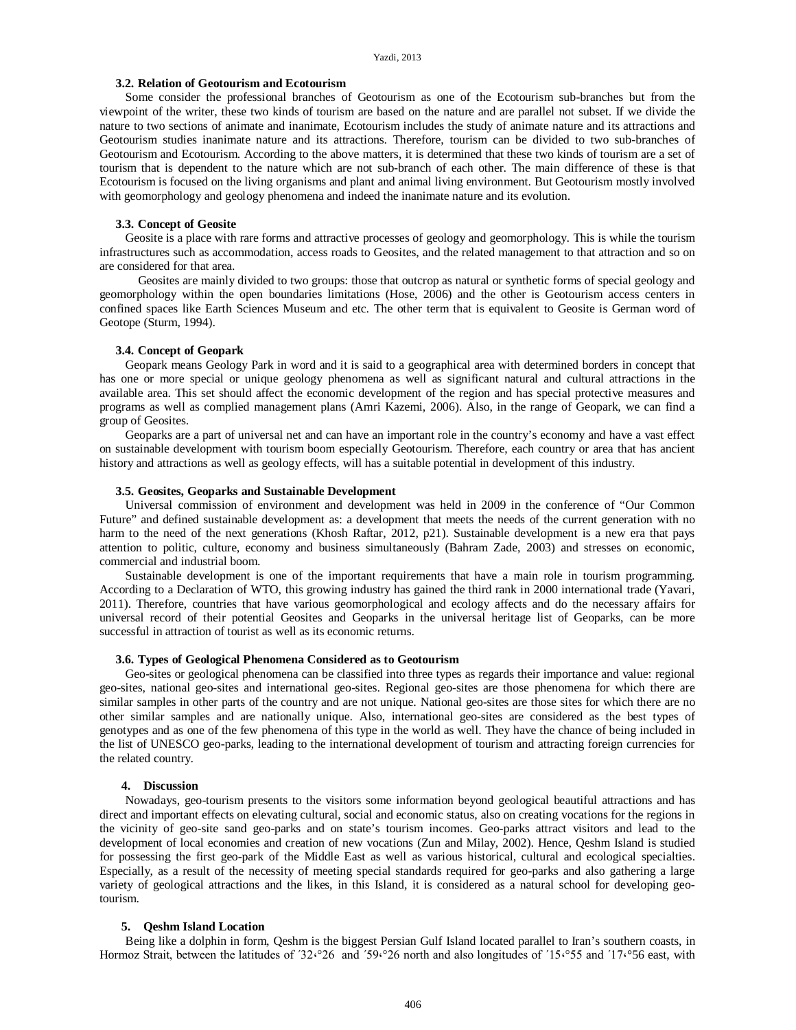### 3.2. Relation of Geotourism and Ecotourism

Some consider the professional branches of Geotourism as one of the Ecotourism sub-branches but from the viewpoint of the writer, these two kinds of tourism are based on the nature and are parallel not subset. If we divide the nature to two sections of animate and inanimate, Ecotourism includes the study of animate nature and its attractions and Geotourism studies inanimate nature and its attractions. Therefore, tourism can be divided to two sub-branches of Geotourism and Ecotourism. According to the above matters, it is determined that these two kinds of tourism are a set of tourism that is dependent to the nature which are not sub-branch of each other. The main difference of these is that Ecotourism is focused on the living organisms and plant and animal living environment. But Geotourism mostly involved with geomorphology and geology phenomena and indeed the inanimate nature and its evolution.

### 3.3. Concept of Geosite

Geosite is a place with rare forms and attractive processes of geology and geomorphology. This is while the tourism infrastructures such as accommodation, access roads to Geosites, and the related management to that attraction and so on are considered for that area.

Geosites are mainly divided to two groups: those that outcrop as natural or synthetic forms of special geology and geomorphology within the open boundaries limitations (Hose, 2006) and the other is Geotourism access centers in confined spaces like Earth Sciences Museum and etc. The other term that is equivalent to Geosite is German word of Geotope (Sturm, 1994).

### 3.4. Concept of Geopark

Geopark means Geology Park in word and it is said to a geographical area with determined borders in concept that has one or more special or unique geology phenomena as well as significant natural and cultural attractions in the available area. This set should affect the economic development of the region and has special protective measures and programs as well as complied management plans (Amri Kazemi, 2006). Also, in the range of Geopark, we can find a group of Geosites.

Geoparks are a part of universal net and can have an important role in the country's economy and have a vast effect on sustainable development with tourism boom especially Geotourism. Therefore, each country or area that has ancient history and attractions as well as geology effects, will has a suitable potential in development of this industry.

### 3.5. Geosites, Geoparks and Sustainable Development

Universal commission of environment and development was held in 2009 in the conference of "Our Common Future" and defined sustainable development as: a development that meets the needs of the current generation with no harm to the need of the next generations (Khosh Raftar, 2012, p21). Sustainable development is a new era that pays attention to politic, culture, economy and business simultaneously (Bahram Zade, 2003) and stresses on economic, commercial and industrial boom.

Sustainable development is one of the important requirements that have a main role in tourism programming. According to a Declaration of WTO, this growing industry has gained the third rank in 2000 international trade (Yavari, 2011). Therefore, countries that have various geomorphological and ecology affects and do the necessary affairs for universal record of their potential Geosites and Geoparks in the universal heritage list of Geoparks, can be more successful in attraction of tourist as well as its economic returns.

### 3.6. Types of Geological Phenomena Considered as to Geotourism

Geo-sites or geological phenomena can be classified into three types as regards their importance and value: regional geo-sites, national geo-sites and international geo-sites. Regional geo-sites are those phenomena for which there are similar samples in other parts of the country and are not unique. National geo-sites are those sites for which there are no other similar samples and are nationally unique. Also, international geo-sites are considered as the best types of genotypes and as one of the few phenomena of this type in the world as well. They have the chance of being included in the list of UNESCO geo-parks, leading to the international development of tourism and attracting foreign currencies for the related country.

## 4. Discussion

Nowadays, geo-tourism presents to the visitors some information beyond geological beautiful attractions and has direct and important effects on elevating cultural, social and economic status, also on creating vocations for the regions in the vicinity of geo-site sand geo-parks and on state's tourism incomes. Geo-parks attract visitors and lead to the development of local economies and creation of new vocations (Zun and Milay, 2002). Hence, Qeshm Island is studied for possessing the first geo-park of the Middle East as well as various historical, cultural and ecological specialties. Especially, as a result of the necessity of meeting special standards required for geo-parks and also gathering a large variety of geological attractions and the likes, in this Island, it is considered as a natural school for developing geo-tourism.

## 5. Qeshm Island Location

Being like a dolphin in form, Qeshm is the biggest Persian Gulf Island located parallel to Iran's southern coasts, in Hormoz Strait, between the latitudes of ´32،°26 and ´59،°26 north and also longitudes of ´15،°55 and ´17،°56 east, with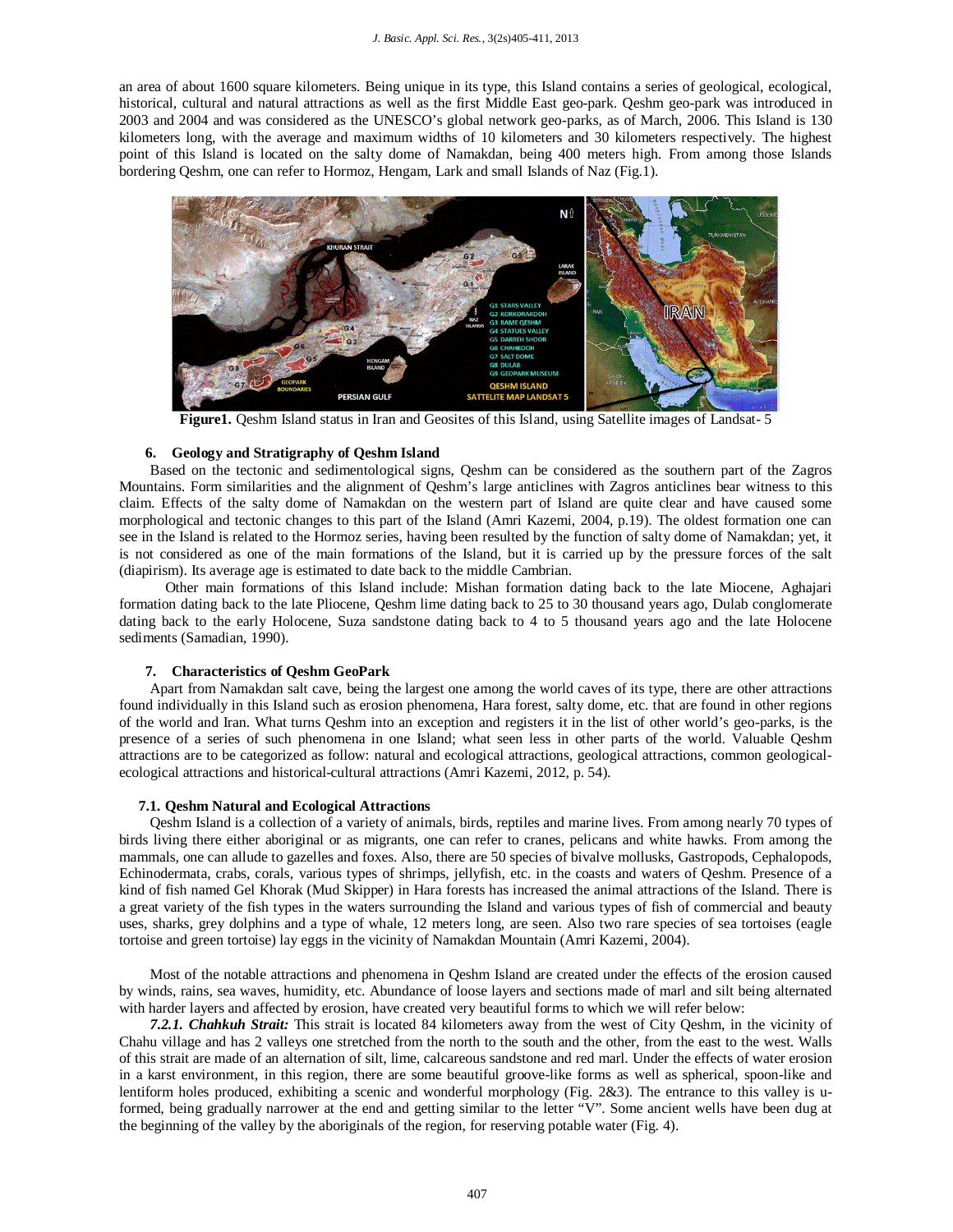an area of about 1600 square kilometers. Being unique in its type, this Island contains a series of geological, ecological, historical, cultural and natural attractions as well as the first Middle East geo-park. Qeshm geo-park was introduced in 2003 and 2004 and was considered as the UNESCO's global network geo-parks, as of March, 2006. This Island is 130 kilometers long, with the average and maximum widths of 10 kilometers and 30 kilometers respectively. The highest point of this Island is located on the salty dome of Namakdan, being 400 meters high. From among those Islands bordering Qeshm, one can refer to Hormoz, Hengam, Lark and small Islands of Naz (Fig.1).

**Figure1.** Qeshm Island status in Iran and Geosites of this Island, using Satellite images of Landsat- 5

## 6. Geology and Stratigraphy of Qeshm Island

Based on the tectonic and sedimentological signs, Qeshm can be considered as the southern part of the Zagros Mountains. Form similarities and the alignment of Qeshm's large anticlines with Zagros anticlines bear witness to this claim. Effects of the salty dome of Namakdan on the western part of Island are quite clear and have caused some morphological and tectonic changes to this part of the Island (Amri Kazemi, 2004, p.19). The oldest formation one can see in the Island is related to the Hormoz series, having been resulted by the function of salty dome of Namakdan; yet, it is not considered as one of the main formations of the Island, but it is carried up by the pressure forces of the salt (diapirism). Its average age is estimated to date back to the middle Cambrian.

Other main formations of this Island include: Mishan formation dating back to the late Miocene, Aghajari formation dating back to the late Pliocene, Qeshm lime dating back to 25 to 30 thousand years ago, Dulab conglomerate dating back to the early Holocene, Suza sandstone dating back to 4 to 5 thousand years ago and the late Holocene sediments (Samadian, 1990).

## 7. Characteristics of Qeshm GeoPark

Apart from Namakdan salt cave, being the largest one among the world caves of its type, there are other attractions found individually in this Island such as erosion phenomena, Hara forest, salty dome, etc. that are found in other regions of the world and Iran. What turns Qeshm into an exception and registers it in the list of other world's geo-parks, is the presence of a series of such phenomena in one Island; what seen less in other parts of the world. Valuable Qeshm attractions are to be categorized as follow: natural and ecological attractions, geological attractions, common geological-ecological attractions and historical-cultural attractions (Amri Kazemi, 2012, p. 54).

### 7.1. Qeshm Natural and Ecological Attractions

Qeshm Island is a collection of a variety of animals, birds, reptiles and marine lives. From among nearly 70 types of birds living there either aboriginal or as migrants, one can refer to cranes, pelicans and white hawks. From among the mammals, one can allude to gazelles and foxes. Also, there are 50 species of bivalve mollusks, Gastropods, Cephalopods, Echinodermata, crabs, corals, various types of shrimps, jellyfish, etc. in the coasts and waters of Qeshm. Presence of a kind of fish named Gel Khorak (Mud Skipper) in Hara forests has increased the animal attractions of the Island. There is a great variety of the fish types in the waters surrounding the Island and various types of fish of commercial and beauty uses, sharks, grey dolphins and a type of whale, 12 meters long, are seen. Also two rare species of sea tortoises (eagle tortoise and green tortoise) lay eggs in the vicinity of Namakdan Mountain (Amri Kazemi, 2004).

Most of the notable attractions and phenomena in Qeshm Island are created under the effects of the erosion caused by winds, rains, sea waves, humidity, etc. Abundance of loose layers and sections made of marl and silt being alternated with harder layers and affected by erosion, have created very beautiful forms to which we will refer below:

***7.2.1. Chahkuh Strait:*** This strait is located 84 kilometers away from the west of City Qeshm, in the vicinity of Chahu village and has 2 valleys one stretched from the north to the south and the other, from the east to the west. Walls of this strait are made of an alternation of silt, lime, calcareous sandstone and red marl. Under the effects of water erosion in a karst environment, in this region, there are some beautiful groove-like forms as well as spherical, spoon-like and lentiform holes produced, exhibiting a scenic and wonderful morphology (Fig. 2&3). The entrance to this valley is u-formed, being gradually narrower at the end and getting similar to the letter "V". Some ancient wells have been dug at the beginning of the valley by the aboriginals of the region, for reserving potable water (Fig. 4).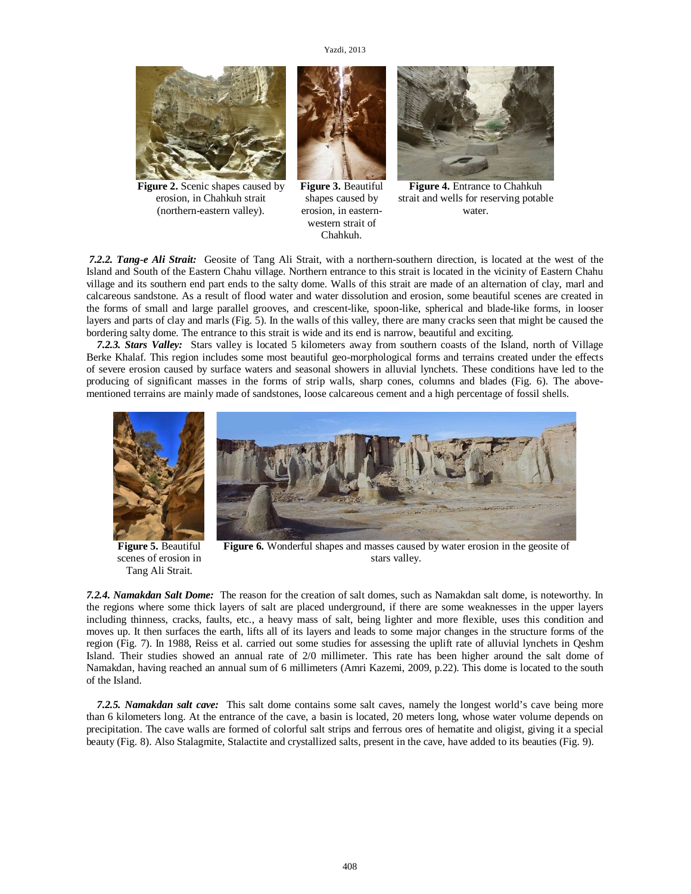**Figure 2.** Scenic shapes caused by erosion, in Chahkuh strait (northern-eastern valley).

**Figure 3.** Beautiful shapes caused by erosion, in eastern-western strait of Chahkuh.

**Figure 4.** Entrance to Chahkuh strait and wells for reserving potable water.

***7.2.2. Tang-e Ali Strait:*** Geosite of Tang Ali Strait, with a northern-southern direction, is located at the west of the Island and South of the Eastern Chahu village. Northern entrance to this strait is located in the vicinity of Eastern Chahu village and its southern end part ends to the salty dome. Walls of this strait are made of an alternation of clay, marl and calcareous sandstone. As a result of flood water and water dissolution and erosion, some beautiful scenes are created in the forms of small and large parallel grooves, and crescent-like, spoon-like, spherical and blade-like forms, in looser layers and parts of clay and marls (Fig. 5). In the walls of this valley, there are many cracks seen that might be caused the bordering salty dome. The entrance to this strait is wide and its end is narrow, beautiful and exciting.

***7.2.3. Stars Valley:*** Stars valley is located 5 kilometers away from southern coasts of the Island, north of Village Berke Khalaf. This region includes some most beautiful geo-morphological forms and terrains created under the effects of severe erosion caused by surface waters and seasonal showers in alluvial lynchets. These conditions have led to the producing of significant masses in the forms of strip walls, sharp cones, columns and blades (Fig. 6). The above-mentioned terrains are mainly made of sandstones, loose calcareous cement and a high percentage of fossil shells.

**Figure 5.** Beautiful scenes of erosion in Tang Ali Strait.

**Figure 6.** Wonderful shapes and masses caused by water erosion in the geosite of stars valley.

***7.2.4. Namakdan Salt Dome:*** The reason for the creation of salt domes, such as Namakdan salt dome, is noteworthy. In the regions where some thick layers of salt are placed underground, if there are some weaknesses in the upper layers including thinness, cracks, faults, etc., a heavy mass of salt, being lighter and more flexible, uses this condition and moves up. It then surfaces the earth, lifts all of its layers and leads to some major changes in the structure forms of the region (Fig. 7). In 1988, Reiss et al. carried out some studies for assessing the uplift rate of alluvial lynchets in Qeshm Island. Their studies showed an annual rate of 2/0 millimeter. This rate has been higher around the salt dome of Namakdan, having reached an annual sum of 6 millimeters (Amri Kazemi, 2009, p.22). This dome is located to the south of the Island.

***7.2.5. Namakdan salt cave:*** This salt dome contains some salt caves, namely the longest world's cave being more than 6 kilometers long. At the entrance of the cave, a basin is located, 20 meters long, whose water volume depends on precipitation. The cave walls are formed of colorful salt strips and ferrous ores of hematite and oligist, giving it a special beauty (Fig. 8). Also Stalagmite, Stalactite and crystallized salts, present in the cave, have added to its beauties (Fig. 9).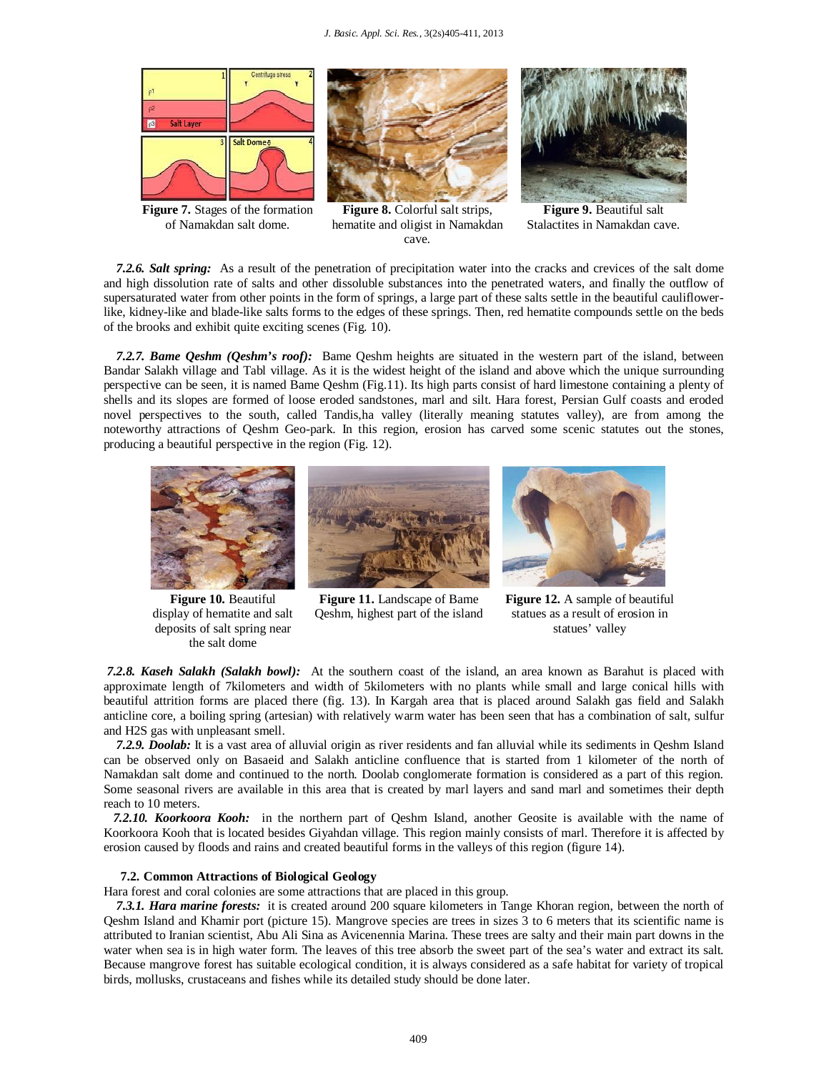**Figure 7.** Stages of the formation of Namakdan salt dome.

**Figure 8.** Colorful salt strips, hematite and oligist in Namakdan cave.

**Figure 9.** Beautiful salt Stalactites in Namakdan cave.

***7.2.6. Salt spring:*** As a result of the penetration of precipitation water into the cracks and crevices of the salt dome and high dissolution rate of salts and other dissoluble substances into the penetrated waters, and finally the outflow of supersaturated water from other points in the form of springs, a large part of these salts settle in the beautiful cauliflower-like, kidney-like and blade-like salts forms to the edges of these springs. Then, red hematite compounds settle on the beds of the brooks and exhibit quite exciting scenes (Fig. 10).

***7.2.7. Bame Qeshm (Qeshm's roof):*** Bame Qeshm heights are situated in the western part of the island, between Bandar Salakh village and Tabl village. As it is the widest height of the island and above which the unique surrounding perspective can be seen, it is named Bame Qeshm (Fig.11). Its high parts consist of hard limestone containing a plenty of shells and its slopes are formed of loose eroded sandstones, marl and silt. Hara forest, Persian Gulf coasts and eroded novel perspectives to the south, called Tandis,ha valley (literally meaning statutes valley), are from among the noteworthy attractions of Qeshm Geo-park. In this region, erosion has carved some scenic statutes out the stones, producing a beautiful perspective in the region (Fig. 12).

**Figure 10.** Beautiful display of hematite and salt deposits of salt spring near the salt dome

**Figure 11.** Landscape of Bame Qeshm, highest part of the island

**Figure 12.** A sample of beautiful statues as a result of erosion in statues' valley

***7.2.8. Kaseh Salakh (Salakh bowl):*** At the southern coast of the island, an area known as Barahut is placed with approximate length of 7kilometers and width of 5kilometers with no plants while small and large conical hills with beautiful attrition forms are placed there (fig. 13). In Kargah area that is placed around Salakh gas field and Salakh anticline core, a boiling spring (artesian) with relatively warm water has been seen that has a combination of salt, sulfur and $H_2S$ gas with unpleasant smell.

***7.2.9. Doolab:*** It is a vast area of alluvial origin as river residents and fan alluvial while its sediments in Qeshm Island can be observed only on Basaeid and Salakh anticline confluence that is started from 1 kilometer of the north of Namakdan salt dome and continued to the north. Doolab conglomerate formation is considered as a part of this region. Some seasonal rivers are available in this area that is created by marl layers and sand marl and sometimes their depth reach to 10 meters.

***7.2.10. Koorkoora Kooh:*** in the northern part of Qeshm Island, another Geosite is available with the name of Koorkoora Kooh that is located besides Giyahdan village. This region mainly consists of marl. Therefore it is affected by erosion caused by floods and rains and created beautiful forms in the valleys of this region (figure 14).

### 7.2. Common Attractions of Biological Geology

Hara forest and coral colonies are some attractions that are placed in this group.

***7.3.1. Hara marine forests:*** it is created around 200 square kilometers in Tange Khoran region, between the north of Qeshm Island and Khamir port (picture 15). Mangrove species are trees in sizes 3 to 6 meters that its scientific name is attributed to Iranian scientist, Abu Ali Sina as Avicenennia Marina. These trees are salty and their main part downs in the water when sea is in high water form. The leaves of this tree absorb the sweet part of the sea's water and extract its salt. Because mangrove forest has suitable ecological condition, it is always considered as a safe habitat for variety of tropical birds, mollusks, crustaceans and fishes while its detailed study should be done later.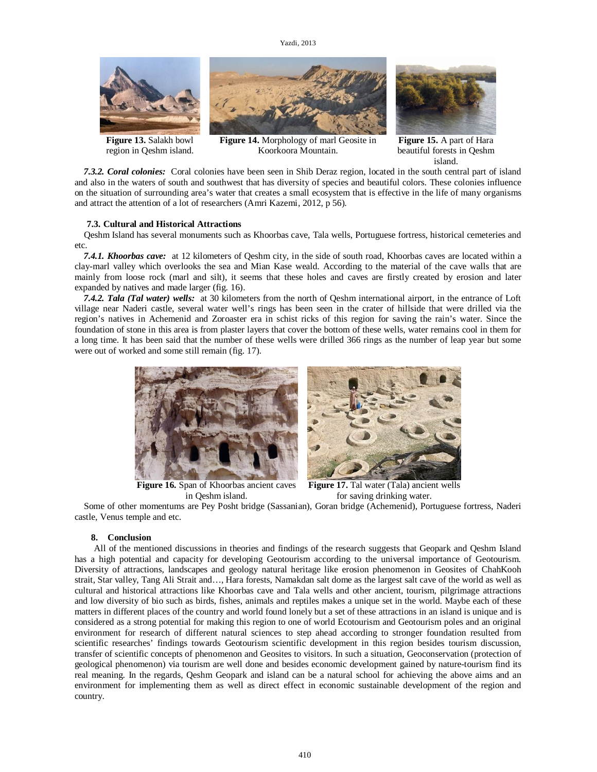Figure 13. Salakh bowl region in Qeshm island.

Figure 14. Morphology of marl Geosite in Koorkoora Mountain.

Figure 15. A part of Hara beautiful forests in Qeshm island.

***7.3.2. Coral colonies:*** Coral colonies have been seen in Shib Deraz region, located in the south central part of island and also in the waters of south and southwest that has diversity of species and beautiful colors. These colonies influence on the situation of surrounding area's water that creates a small ecosystem that is effective in the life of many organisms and attract the attention of a lot of researchers (Amri Kazemi, 2012, p 56).

### 7.3. Cultural and Historical Attractions

Qeshm Island has several monuments such as Khoorbas cave, Tala wells, Portuguese fortress, historical cemeteries and etc.

***7.4.1. Khoorbas cave:*** at 12 kilometers of Qeshm city, in the side of south road, Khoorbas caves are located within a clay-marl valley which overlooks the sea and Mian Kase weald. According to the material of the cave walls that are mainly from loose rock (marl and silt), it seems that these holes and caves are firstly created by erosion and later expanded by natives and made larger (fig. 16).

***7.4.2. Tala (Tal water) wells:*** at 30 kilometers from the north of Qeshm international airport, in the entrance of Loft village near Naderi castle, several water well's rings has been seen in the crater of hillside that were drilled via the region's natives in Achemenid and Zoroaster era in schist ricks of this region for saving the rain's water. Since the foundation of stone in this area is from plaster layers that cover the bottom of these wells, water remains cool in them for a long time. It has been said that the number of these wells were drilled 366 rings as the number of leap year but some were out of worked and some still remain (fig. 17).

**Figure 16.** Span of Khoorbas ancient caves in Qeshm island.

**Figure 17.** Tal water (Tala) ancient wells for saving drinking water.

Some of other momentums are Pey Posht bridge (Sassanian), Goran bridge (Achemenid), Portuguese fortress, Naderi castle, Venus temple and etc.

## 8. Conclusion

All of the mentioned discussions in theories and findings of the research suggests that Geopark and Qeshm Island has a high potential and capacity for developing Geotourism according to the universal importance of Geotourism. Diversity of attractions, landscapes and geology natural heritage like erosion phenomenon in Geosites of ChahKooh strait, Star valley, Tang Ali Strait and…, Hara forests, Namakdan salt dome as the largest salt cave of the world as well as cultural and historical attractions like Khoorbas cave and Tala wells and other ancient, tourism, pilgrimage attractions and low diversity of bio such as birds, fishes, animals and reptiles makes a unique set in the world. Maybe each of these matters in different places of the country and world found lonely but a set of these attractions in an island is unique and is considered as a strong potential for making this region to one of world Ecotourism and Geotourism poles and an original environment for research of different natural sciences to step ahead according to stronger foundation resulted from scientific researches' findings towards Geotourism scientific development in this region besides tourism discussion, transfer of scientific concepts of phenomenon and Geosites to visitors. In such a situation, Geoconservation (protection of geological phenomenon) via tourism are well done and besides economic development gained by nature-tourism find its real meaning. In the regards, Qeshm Geopark and island can be a natural school for achieving the above aims and an environment for implementing them as well as direct effect in economic sustainable development of the region and country.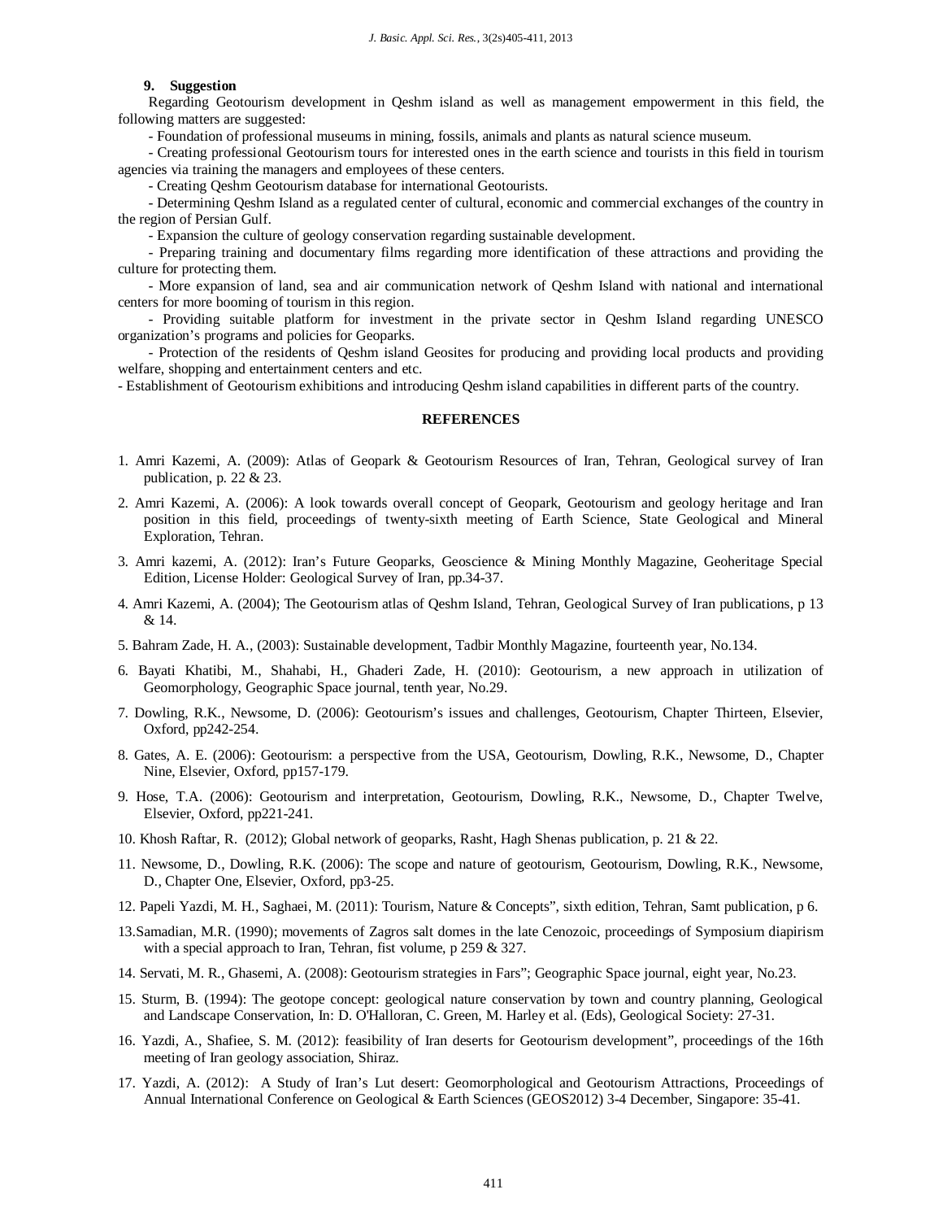### 9. Suggestion

Regarding Geotourism development in Qeshm island as well as management empowerment in this field, the following matters are suggested:

- Foundation of professional museums in mining, fossils, animals and plants as natural science museum.
- Creating professional Geotourism tours for interested ones in the earth science and tourists in this field in tourism agencies via training the managers and employees of these centers.
- Creating Qeshm Geotourism database for international Geotourists.
- Determining Qeshm Island as a regulated center of cultural, economic and commercial exchanges of the country in the region of Persian Gulf.
- Expansion the culture of geology conservation regarding sustainable development.
- Preparing training and documentary films regarding more identification of these attractions and providing the culture for protecting them.
- More expansion of land, sea and air communication network of Qeshm Island with national and international centers for more booming of tourism in this region.
- Providing suitable platform for investment in the private sector in Qeshm Island regarding UNESCO organization's programs and policies for Geoparks.
- Protection of the residents of Qeshm island Geosites for producing and providing local products and providing welfare, shopping and entertainment centers and etc.
- Establishment of Geotourism exhibitions and introducing Qeshm island capabilities in different parts of the country.

## REFERENCES

1. Amri Kazemi, A. (2009): Atlas of Geopark & Geotourism Resources of Iran, Tehran, Geological survey of Iran publication, p. 22 & 23.
2. Amri Kazemi, A. (2006): A look towards overall concept of Geopark, Geotourism and geology heritage and Iran position in this field, proceedings of twenty-sixth meeting of Earth Science, State Geological and Mineral Exploration, Tehran.
3. Amri kazemi, A. (2012): Iran's Future Geoparks, Geoscience & Mining Monthly Magazine, Geoheritage Special Edition, License Holder: Geological Survey of Iran, pp.34-37.
4. Amri Kazemi, A. (2004); The Geotourism atlas of Qeshm Island, Tehran, Geological Survey of Iran publications, p 13 & 14.
5. Bahram Zade, H. A., (2003): Sustainable development, Tadbir Monthly Magazine, fourteenth year, No.134.
6. Bayati Khatibi, M., Shahabi, H., Ghaderi Zade, H. (2010): Geotourism, a new approach in utilization of Geomorphology, Geographic Space journal, tenth year, No.29.
7. Dowling, R.K., Newsome, D. (2006): Geotourism's issues and challenges, Geotourism, Chapter Thirteen, Elsevier, Oxford, pp242-254.
8. Gates, A. E. (2006): Geotourism: a perspective from the USA, Geotourism, Dowling, R.K., Newsome, D., Chapter Nine, Elsevier, Oxford, pp157-179.
9. Hose, T.A. (2006): Geotourism and interpretation, Geotourism, Dowling, R.K., Newsome, D., Chapter Twelve, Elsevier, Oxford, pp221-241.
10. Khosh Raftar, R. (2012); Global network of geoparks, Rasht, Hagh Shenas publication, p. 21 & 22.
11. Newsome, D., Dowling, R.K. (2006): The scope and nature of geotourism, Geotourism, Dowling, R.K., Newsome, D., Chapter One, Elsevier, Oxford, pp3-25.
12. Papeli Yazdi, M. H., Saghaei, M. (2011): Tourism, Nature & Concepts", sixth edition, Tehran, Samt publication, p 6.
13. Samadian, M.R. (1990); movements of Zagros salt domes in the late Cenozoic, proceedings of Symposium diapirism with a special approach to Iran, Tehran, fist volume, p 259 & 327.
14. Servati, M. R., Ghasemi, A. (2008): Geotourism strategies in Fars"; Geographic Space journal, eight year, No.23.
15. Sturm, B. (1994): The geotope concept: geological nature conservation by town and country planning, Geological and Landscape Conservation, In: D. O'Halloran, C. Green, M. Harley et al. (Eds), Geological Society: 27-31.
16. Yazdi, A., Shafiee, S. M. (2012): feasibility of Iran deserts for Geotourism development", proceedings of the 16th meeting of Iran geology association, Shiraz.
17. Yazdi, A. (2012): A Study of Iran's Lut desert: Geomorphological and Geotourism Attractions, Proceedings of Annual International Conference on Geological & Earth Sciences (GEOS2012) 3-4 December, Singapore: 35-41.